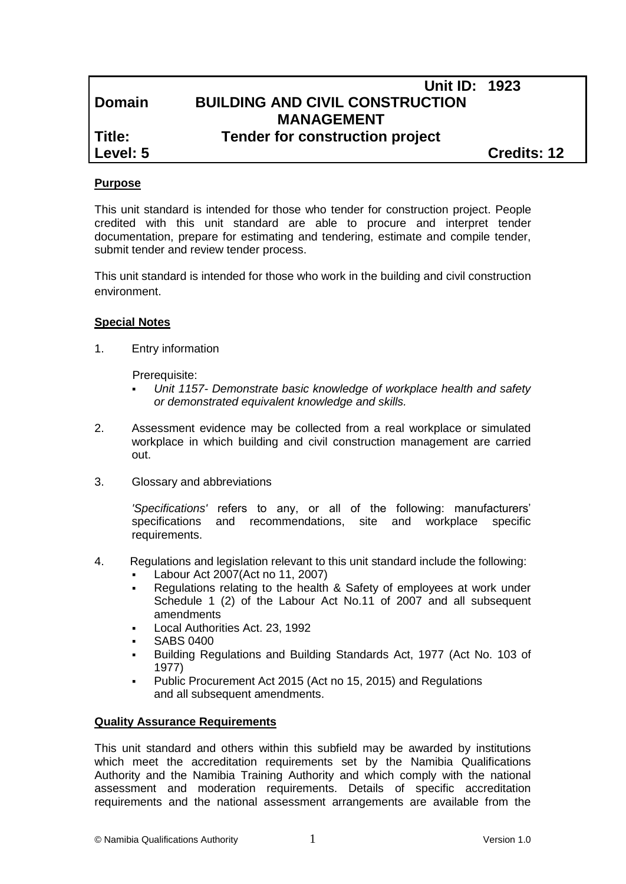| | Unit ID: 1923 |
|---|---|
| **Domain** | **BUILDING AND CIVIL CONSTRUCTION MANAGEMENT** |
| **Title:** | **Tender for construction project** |
| **Level: 5** | **Credits: 12** |

**Purpose**

This unit standard is intended for those who tender for construction project. People credited with this unit standard are able to procure and interpret tender documentation, prepare for estimating and tendering, estimate and compile tender, submit tender and review tender process.

This unit standard is intended for those who work in the building and civil construction environment.

**Special Notes**

1. Entry information

   Prerequisite:
   - *Unit 1157- Demonstrate basic knowledge of workplace health and safety or demonstrated equivalent knowledge and skills.*

2. Assessment evidence may be collected from a real workplace or simulated workplace in which building and civil construction management are carried out.

3. Glossary and abbreviations

   *'Specifications'* refers to any, or all of the following: manufacturers' specifications and recommendations, site and workplace specific requirements.

4. Regulations and legislation relevant to this unit standard include the following:
   - Labour Act 2007(Act no 11, 2007)
   - Regulations relating to the health & Safety of employees at work under Schedule 1 (2) of the Labour Act No.11 of 2007 and all subsequent amendments
   - Local Authorities Act. 23, 1992
   - SABS 0400
   - Building Regulations and Building Standards Act, 1977 (Act No. 103 of 1977)
   - Public Procurement Act 2015 (Act no 15, 2015) and Regulations and all subsequent amendments.

**Quality Assurance Requirements**

This unit standard and others within this subfield may be awarded by institutions which meet the accreditation requirements set by the Namibia Qualifications Authority and the Namibia Training Authority and which comply with the national assessment and moderation requirements. Details of specific accreditation requirements and the national assessment arrangements are available from the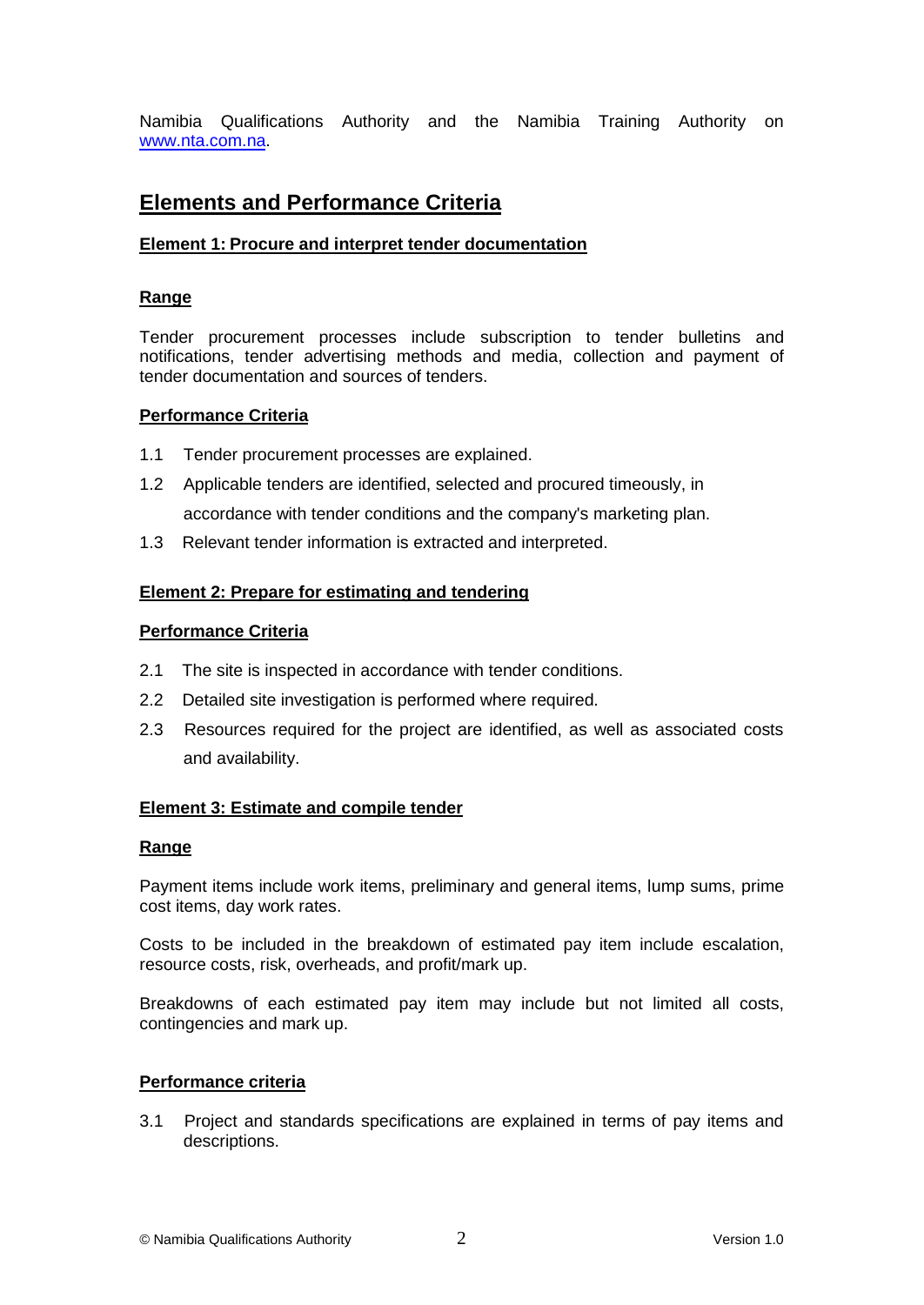Namibia Qualifications Authority and the Namibia Training Authority on [www.nta.com.na](http://www.nta.com.na).

## Elements and Performance Criteria

### Element 1: Procure and interpret tender documentation

**Range**

Tender procurement processes include subscription to tender bulletins and notifications, tender advertising methods and media, collection and payment of tender documentation and sources of tenders.

**Performance Criteria**

1.1 Tender procurement processes are explained.

1.2 Applicable tenders are identified, selected and procured timeously, in accordance with tender conditions and the company's marketing plan.

1.3 Relevant tender information is extracted and interpreted.

### Element 2: Prepare for estimating and tendering

**Performance Criteria**

2.1 The site is inspected in accordance with tender conditions.

2.2 Detailed site investigation is performed where required.

2.3 Resources required for the project are identified, as well as associated costs and availability.

### Element 3: Estimate and compile tender

**Range**

Payment items include work items, preliminary and general items, lump sums, prime cost items, day work rates.

Costs to be included in the breakdown of estimated pay item include escalation, resource costs, risk, overheads, and profit/mark up.

Breakdowns of each estimated pay item may include but not limited all costs, contingencies and mark up.

**Performance criteria**

3.1 Project and standards specifications are explained in terms of pay items and descriptions.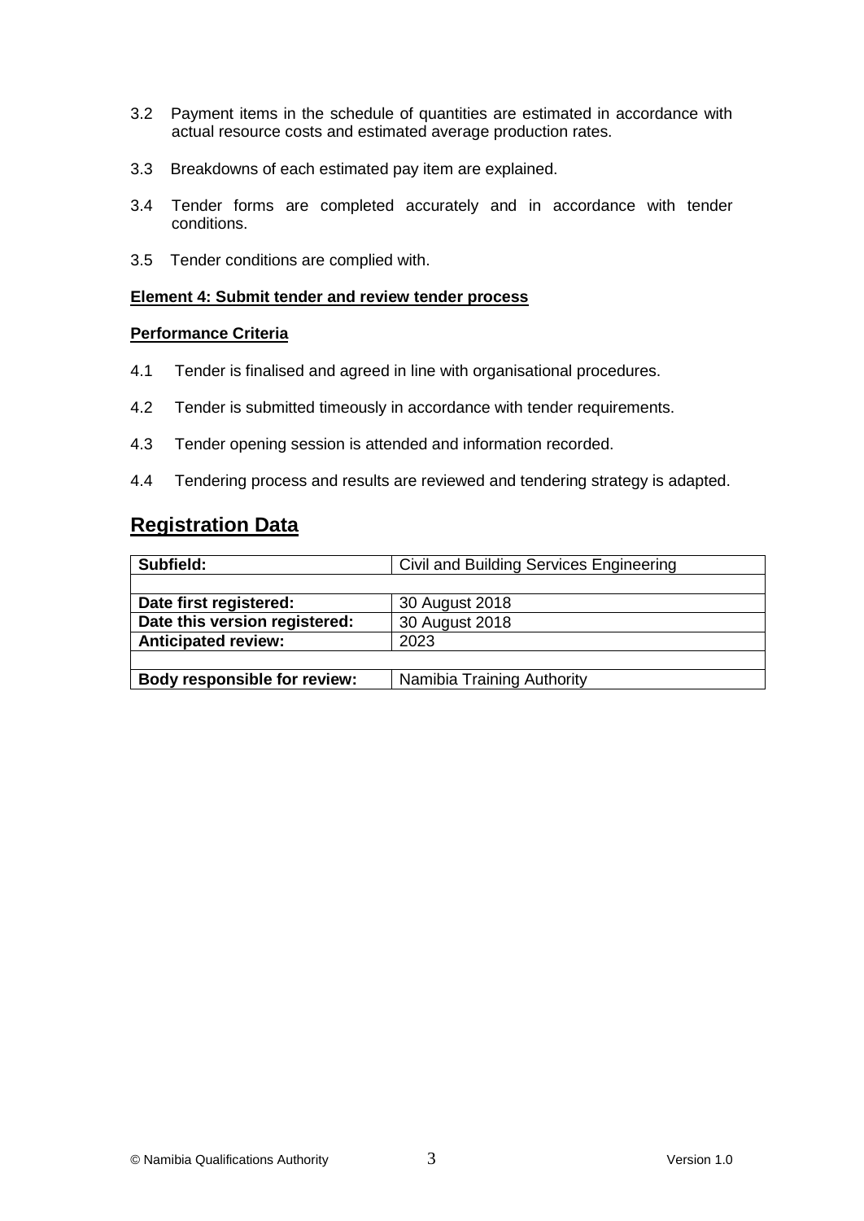3.2 Payment items in the schedule of quantities are estimated in accordance with actual resource costs and estimated average production rates.

3.3 Breakdowns of each estimated pay item are explained.

3.4 Tender forms are completed accurately and in accordance with tender conditions.

3.5 Tender conditions are complied with.

**Element 4: Submit tender and review tender process**

**Performance Criteria**

4.1 Tender is finalised and agreed in line with organisational procedures.

4.2 Tender is submitted timeously in accordance with tender requirements.

4.3 Tender opening session is attended and information recorded.

4.4 Tendering process and results are reviewed and tendering strategy is adapted.

## Registration Data

| | |
|---|---|
| **Subfield:** | Civil and Building Services Engineering |
| | |
| **Date first registered:** | 30 August 2018 |
| **Date this version registered:** | 30 August 2018 |
| **Anticipated review:** | 2023 |
| | |
| **Body responsible for review:** | Namibia Training Authority |